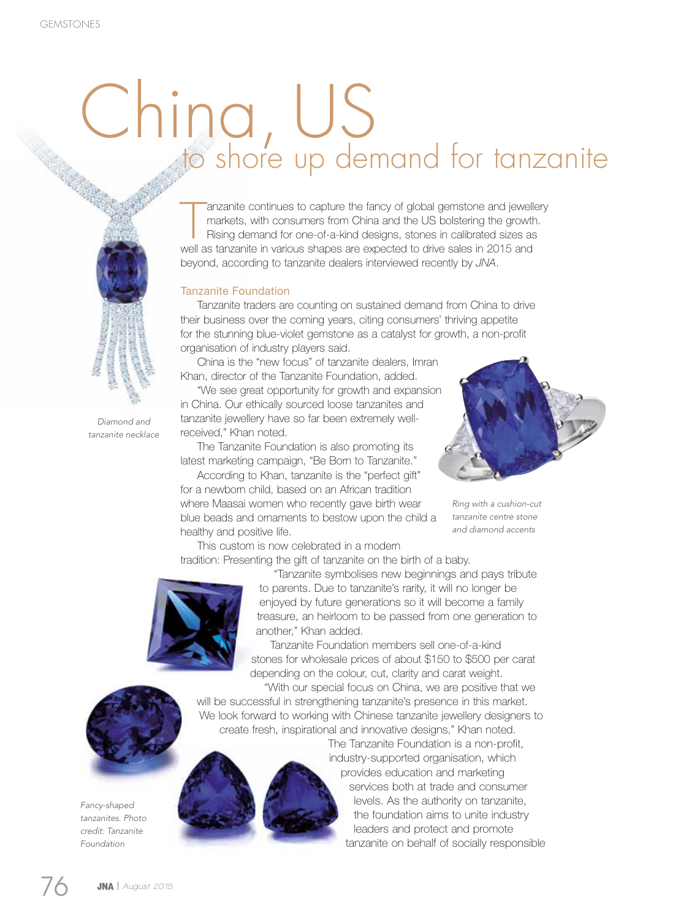# China, US
## to shore up demand for tanzanite

Tanzanite continues to capture the fancy of global gemstone and jewellery markets, with consumers from China and the US bolstering the growth. Rising demand for one-of-a-kind designs, stones in calibrated sizes as well as tanzanite in various shapes are expected to drive sales in 2015 and beyond, according to tanzanite dealers interviewed recently by *JNA*.

### Tanzanite Foundation

Tanzanite traders are counting on sustained demand from China to drive their business over the coming years, citing consumers' thriving appetite for the stunning blue-violet gemstone as a catalyst for growth, a non-profit organisation of industry players said.

China is the "new focus" of tanzanite dealers, Imran Khan, director of the Tanzanite Foundation, added.

"We see great opportunity for growth and expansion in China. Our ethically sourced loose tanzanites and tanzanite jewellery have so far been extremely well-received," Khan noted.

The Tanzanite Foundation is also promoting its latest marketing campaign, "Be Born to Tanzanite."

According to Khan, tanzanite is the "perfect gift" for a newborn child, based on an African tradition where Maasai women who recently gave birth wear blue beads and ornaments to bestow upon the child a healthy and positive life.

This custom is now celebrated in a modern tradition: Presenting the gift of tanzanite on the birth of a baby.

"Tanzanite symbolises new beginnings and pays tribute to parents. Due to tanzanite's rarity, it will no longer be enjoyed by future generations so it will become a family treasure, an heirloom to be passed from one generation to another," Khan added.

Tanzanite Foundation members sell one-of-a-kind stones for wholesale prices of about $150 to $500 per carat depending on the colour, cut, clarity and carat weight.

"With our special focus on China, we are positive that we will be successful in strengthening tanzanite's presence in this market. We look forward to working with Chinese tanzanite jewellery designers to create fresh, inspirational and innovative designs," Khan noted.

The Tanzanite Foundation is a non-profit, industry-supported organisation, which provides education and marketing services both at trade and consumer levels. As the authority on tanzanite, the foundation aims to unite industry leaders and protect and promote tanzanite on behalf of socially responsible

*Diamond and tanzanite necklace*

*Ring with a cushion-cut tanzanite centre stone and diamond accents*

*Fancy-shaped tanzanites. Photo credit: Tanzanite Foundation*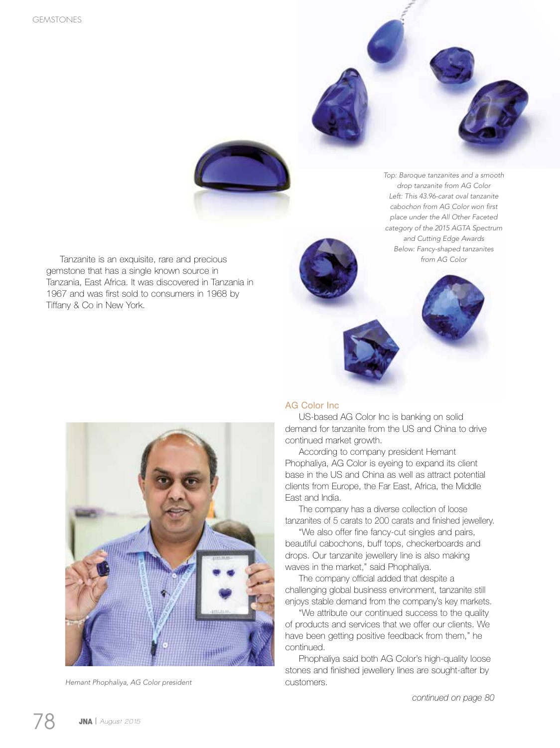*Top: Baroque tanzanites and a smooth drop tanzanite from AG Color*
*Left: This 43.96-carat oval tanzanite cabochon from AG Color won first place under the All Other Faceted category of the 2015 AGTA Spectrum and Cutting Edge Awards*
*Below: Fancy-shaped tanzanites from AG Color*

Tanzanite is an exquisite, rare and precious gemstone that has a single known source in Tanzania, East Africa. It was discovered in Tanzania in 1967 and was first sold to consumers in 1968 by Tiffany & Co in New York.

*Hemant Phophaliya, AG Color president*

## AG Color Inc

US-based AG Color Inc is banking on solid demand for tanzanite from the US and China to drive continued market growth.

According to company president Hemant Phophaliya, AG Color is eyeing to expand its client base in the US and China as well as attract potential clients from Europe, the Far East, Africa, the Middle East and India.

The company has a diverse collection of loose tanzanites of 5 carats to 200 carats and finished jewellery.

"We also offer fine fancy-cut singles and pairs, beautiful cabochons, buff tops, checkerboards and drops. Our tanzanite jewellery line is also making waves in the market," said Phophaliya.

The company official added that despite a challenging global business environment, tanzanite still enjoys stable demand from the company's key markets.

"We attribute our continued success to the quality of products and services that we offer our clients. We have been getting positive feedback from them," he continued.

Phophaliya said both AG Color's high-quality loose stones and finished jewellery lines are sought-after by customers.

*continued on page 80*